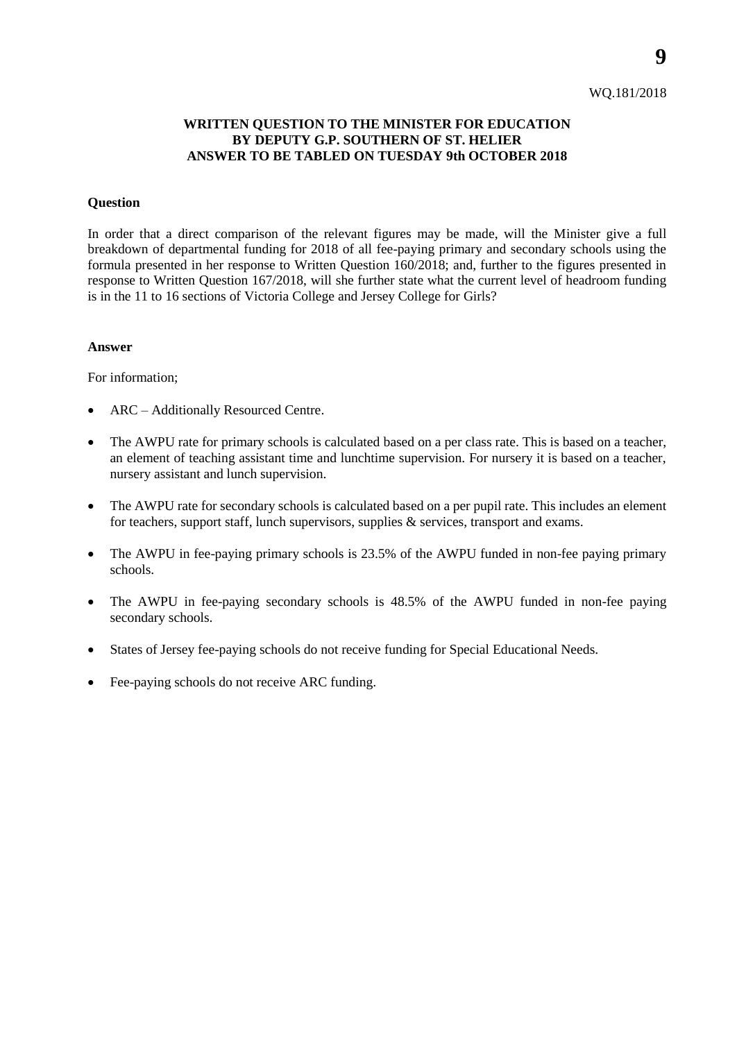WQ.181/2018

**WRITTEN QUESTION TO THE MINISTER FOR EDUCATION BY DEPUTY G.P. SOUTHERN OF ST. HELIER ANSWER TO BE TABLED ON TUESDAY 9th OCTOBER 2018**

**Question**

In order that a direct comparison of the relevant figures may be made, will the Minister give a full breakdown of departmental funding for 2018 of all fee-paying primary and secondary schools using the formula presented in her response to Written Question 160/2018; and, further to the figures presented in response to Written Question 167/2018, will she further state what the current level of headroom funding is in the 11 to 16 sections of Victoria College and Jersey College for Girls?

**Answer**

For information;

- ARC – Additionally Resourced Centre.
- The AWPU rate for primary schools is calculated based on a per class rate. This is based on a teacher, an element of teaching assistant time and lunchtime supervision. For nursery it is based on a teacher, nursery assistant and lunch supervision.
- The AWPU rate for secondary schools is calculated based on a per pupil rate. This includes an element for teachers, support staff, lunch supervisors, supplies & services, transport and exams.
- The AWPU in fee-paying primary schools is 23.5% of the AWPU funded in non-fee paying primary schools.
- The AWPU in fee-paying secondary schools is 48.5% of the AWPU funded in non-fee paying secondary schools.
- States of Jersey fee-paying schools do not receive funding for Special Educational Needs.
- Fee-paying schools do not receive ARC funding.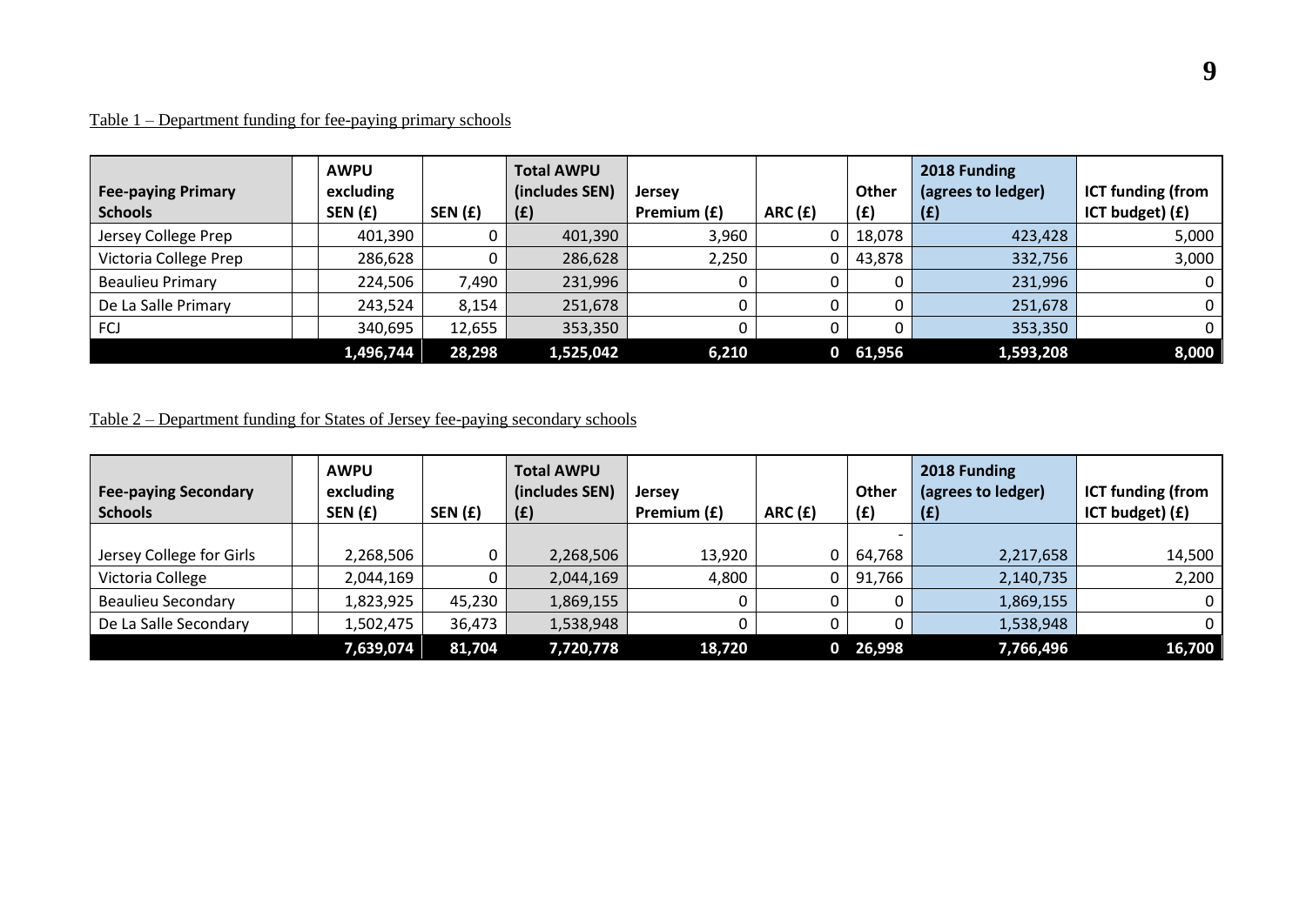Table 1 – Department funding for fee-paying primary schools

| Fee-paying Primary Schools | AWPU excluding SEN (£) | SEN (£) | Total AWPU (includes SEN) (£) | Jersey Premium (£) | ARC (£) | Other (£) | 2018 Funding (agrees to ledger) (£) | ICT funding (from ICT budget) (£) |
|---|---|---|---|---|---|---|---|---|
| Jersey College Prep | 401,390 | 0 | 401,390 | 3,960 | 0 | 18,078 | 423,428 | 5,000 |
| Victoria College Prep | 286,628 | 0 | 286,628 | 2,250 | 0 | 43,878 | 332,756 | 3,000 |
| Beaulieu Primary | 224,506 | 7,490 | 231,996 | 0 | 0 | 0 | 231,996 | 0 |
| De La Salle Primary | 243,524 | 8,154 | 251,678 | 0 | 0 | 0 | 251,678 | 0 |
| FCJ | 340,695 | 12,655 | 353,350 | 0 | 0 | 0 | 353,350 | 0 |
| | **1,496,744** | **28,298** | **1,525,042** | **6,210** | **0** | **61,956** | **1,593,208** | **8,000** |

Table 2 – Department funding for States of Jersey fee-paying secondary schools

| Fee-paying Secondary Schools | AWPU excluding SEN (£) | SEN (£) | Total AWPU (includes SEN) (£) | Jersey Premium (£) | ARC (£) | Other (£) | 2018 Funding (agrees to ledger) (£) | ICT funding (from ICT budget) (£) |
|---|---|---|---|---|---|---|---|---|
| Jersey College for Girls | 2,268,506 | 0 | 2,268,506 | 13,920 | 0 | -64,768 | 2,217,658 | 14,500 |
| Victoria College | 2,044,169 | 0 | 2,044,169 | 4,800 | 0 | 91,766 | 2,140,735 | 2,200 |
| Beaulieu Secondary | 1,823,925 | 45,230 | 1,869,155 | 0 | 0 | 0 | 1,869,155 | 0 |
| De La Salle Secondary | 1,502,475 | 36,473 | 1,538,948 | 0 | 0 | 0 | 1,538,948 | 0 |
| | **7,639,074** | **81,704** | **7,720,778** | **18,720** | **0** | **26,998** | **7,766,496** | **16,700** |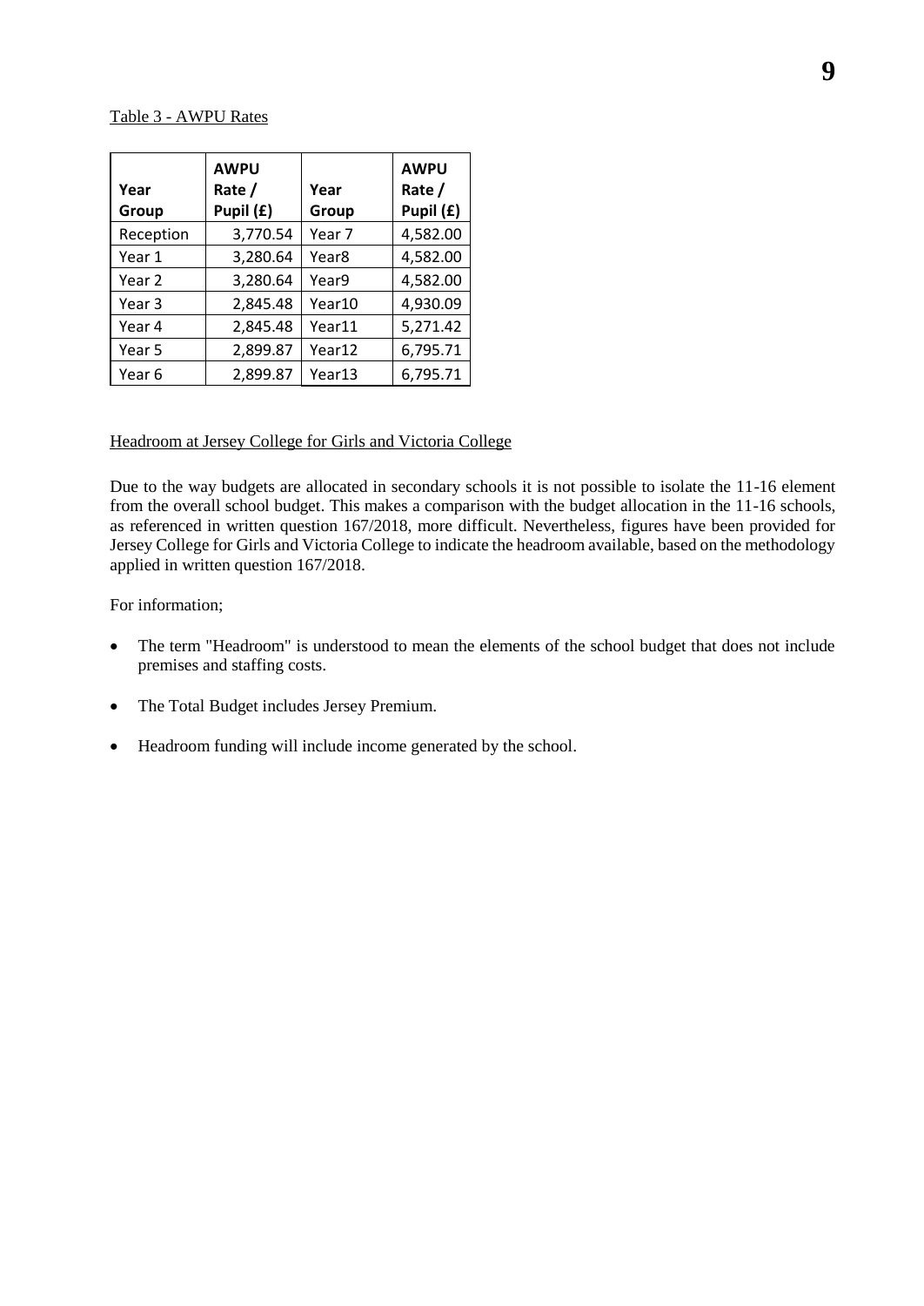Table 3 - AWPU Rates

| Year Group | AWPU Rate / Pupil (£) | Year Group | AWPU Rate / Pupil (£) |
|---|---|---|---|
| Reception | 3,770.54 | Year 7 | 4,582.00 |
| Year 1 | 3,280.64 | Year8 | 4,582.00 |
| Year 2 | 3,280.64 | Year9 | 4,582.00 |
| Year 3 | 2,845.48 | Year10 | 4,930.09 |
| Year 4 | 2,845.48 | Year11 | 5,271.42 |
| Year 5 | 2,899.87 | Year12 | 6,795.71 |
| Year 6 | 2,899.87 | Year13 | 6,795.71 |

Headroom at Jersey College for Girls and Victoria College

Due to the way budgets are allocated in secondary schools it is not possible to isolate the 11-16 element from the overall school budget. This makes a comparison with the budget allocation in the 11-16 schools, as referenced in written question 167/2018, more difficult. Nevertheless, figures have been provided for Jersey College for Girls and Victoria College to indicate the headroom available, based on the methodology applied in written question 167/2018.

For information;

- The term "Headroom" is understood to mean the elements of the school budget that does not include premises and staffing costs.
- The Total Budget includes Jersey Premium.
- Headroom funding will include income generated by the school.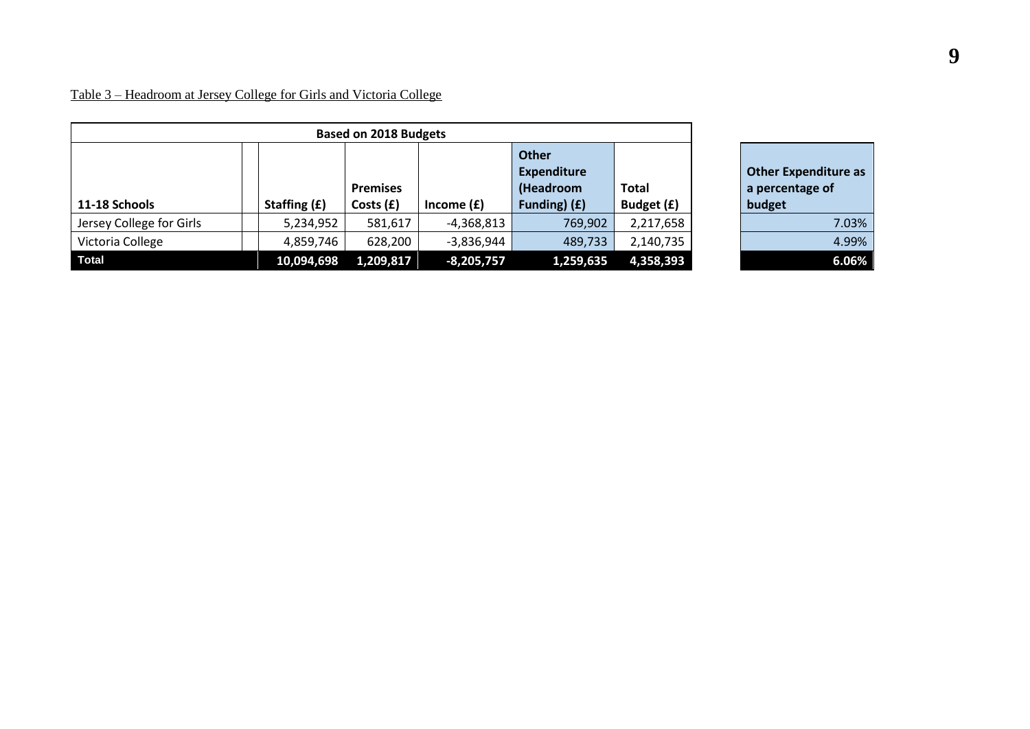Table 3 – Headroom at Jersey College for Girls and Victoria College

| Based on 2018 Budgets | | | | | | | |
|---|---|---|---|---|---|---|---|
| 11-18 Schools | Staffing (£) | Premises Costs (£) | Income (£) | Other Expenditure (Headroom Funding) (£) | Total Budget (£) | | Other Expenditure as a percentage of budget |
| Jersey College for Girls | 5,234,952 | 581,617 | -4,368,813 | 769,902 | 2,217,658 | | 7.03% |
| Victoria College | 4,859,746 | 628,200 | -3,836,944 | 489,733 | 2,140,735 | | 4.99% |
| **Total** | **10,094,698** | **1,209,817** | **-8,205,757** | **1,259,635** | **4,358,393** | | **6.06%** |